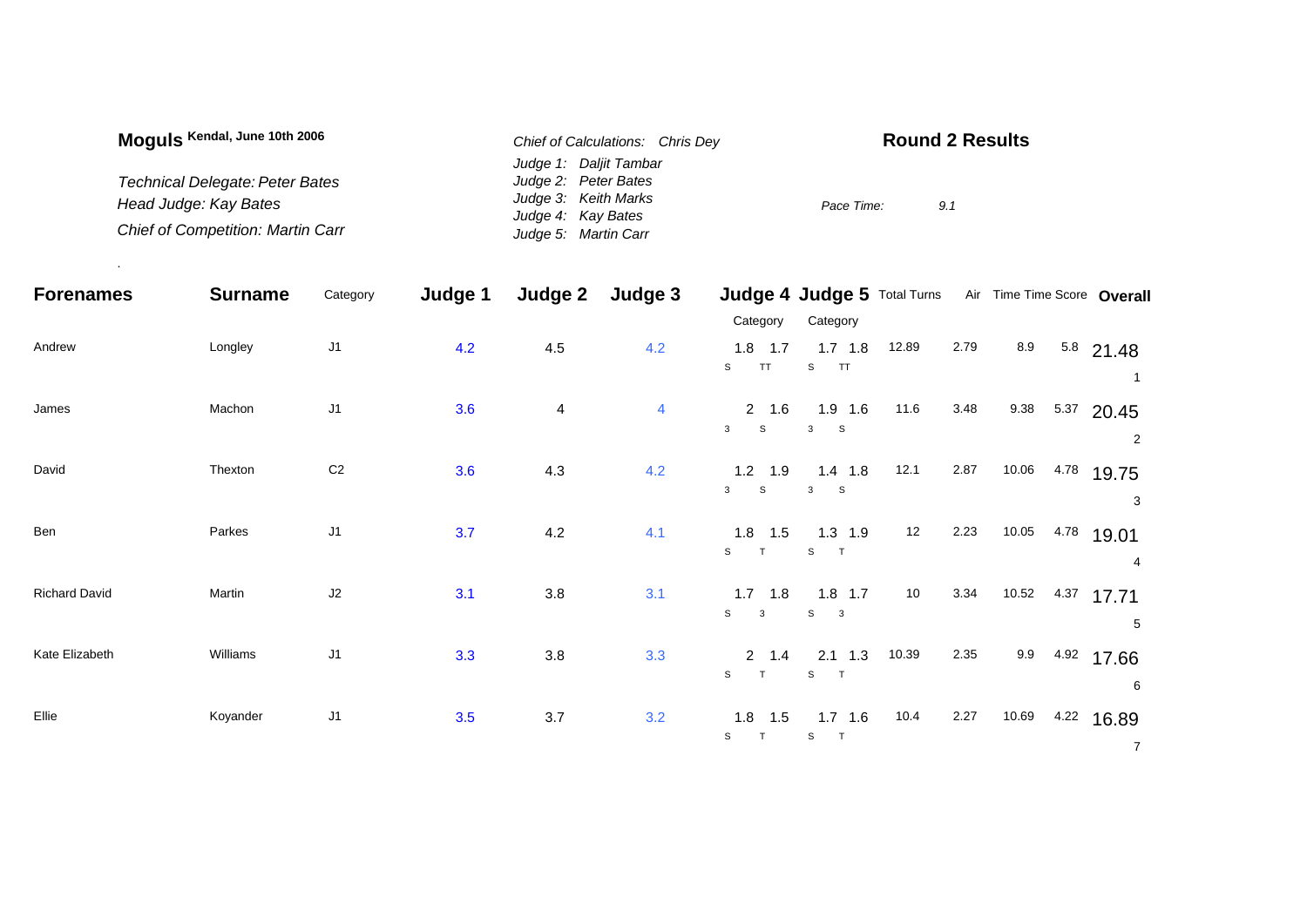**Moguls** Kendal, June 10th 2006

*Technical Delegate: Peter Bates*
*Head Judge: Kay Bates*
*Chief of Competition: Martin Carr*

*Chief of Calculations: Chris Dey*
*Judge 1: Daljit Tambar*
*Judge 2: Peter Bates*
*Judge 3: Keith Marks*
*Judge 4: Kay Bates*
*Judge 5: Martin Carr*

## Round 2 Results

*Pace Time:* 9.1

| Forenames | Surname | Category | Judge 1 | Judge 2 | Judge 3 | Judge 4 Category | | Judge 5 Category | | Total Turns | Air | Time | Time Score | Overall |
|---|---|---|---|---|---|---|---|---|---|---|---|---|---|---|
| Andrew | Longley | J1 | 4.2 | 4.5 | 4.2 | 1.8 S | 1.7 TT | 1.7 S | 1.8 TT | 12.89 | 2.79 | 8.9 | 5.8 | 21.48 (1) |
| James | Machon | J1 | 3.6 | 4 | 4 | 2 3 | 1.6 S | 1.9 3 | 1.6 S | 11.6 | 3.48 | 9.38 | 5.37 | 20.45 (2) |
| David | Thexton | C2 | 3.6 | 4.3 | 4.2 | 1.2 3 | 1.9 S | 1.4 3 | 1.8 S | 12.1 | 2.87 | 10.06 | 4.78 | 19.75 (3) |
| Ben | Parkes | J1 | 3.7 | 4.2 | 4.1 | 1.8 S | 1.5 T | 1.3 S | 1.9 T | 12 | 2.23 | 10.05 | 4.78 | 19.01 (4) |
| Richard David | Martin | J2 | 3.1 | 3.8 | 3.1 | 1.7 S | 1.8 3 | 1.8 S | 1.7 3 | 10 | 3.34 | 10.52 | 4.37 | 17.71 (5) |
| Kate Elizabeth | Williams | J1 | 3.3 | 3.8 | 3.3 | 2 S | 1.4 T | 2.1 S | 1.3 T | 10.39 | 2.35 | 9.9 | 4.92 | 17.66 (6) |
| Ellie | Koyander | J1 | 3.5 | 3.7 | 3.2 | 1.8 S | 1.5 T | 1.7 S | 1.6 T | 10.4 | 2.27 | 10.69 | 4.22 | 16.89 (7) |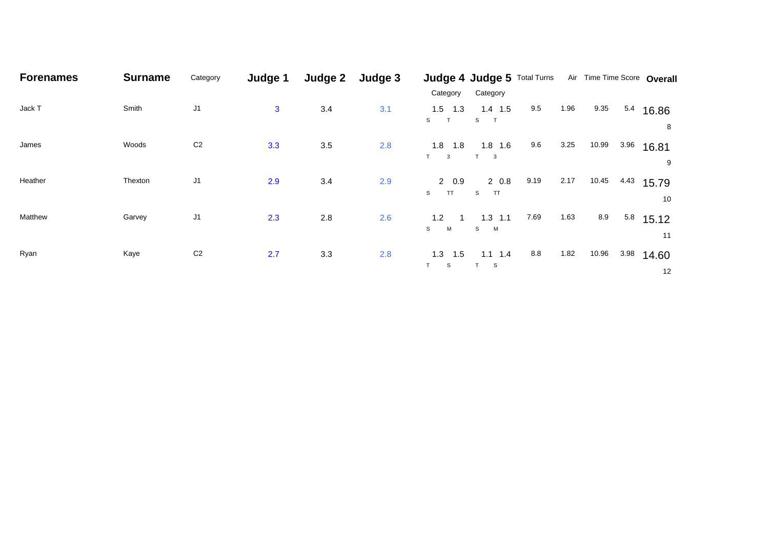| Forenames | Surname | Category | Judge 1 | Judge 2 | Judge 3 | Judge 4 | | Judge 5 | | Total Turns | Air | Time | Time Score | Overall |
|---|---|---|---|---|---|---|---|---|---|---|---|---|---|---|
| | | | | | | Category | | Category | | | | | | |
| Jack T | Smith | J1 | 3 | 3.4 | 3.1 | 1.5 S | 1.3 T | 1.4 S | 1.5 T | 9.5 | 1.96 | 9.35 | 5.4 | 16.86 8 |
| James | Woods | C2 | 3.3 | 3.5 | 2.8 | 1.8 T | 1.8 3 | 1.8 T | 1.6 3 | 9.6 | 3.25 | 10.99 | 3.96 | 16.81 9 |
| Heather | Thexton | J1 | 2.9 | 3.4 | 2.9 | 2 S | 0.9 TT | 2 S | 0.8 TT | 9.19 | 2.17 | 10.45 | 4.43 | 15.79 10 |
| Matthew | Garvey | J1 | 2.3 | 2.8 | 2.6 | 1.2 S | 1 M | 1.3 S | 1.1 M | 7.69 | 1.63 | 8.9 | 5.8 | 15.12 11 |
| Ryan | Kaye | C2 | 2.7 | 3.3 | 2.8 | 1.3 T | 1.5 S | 1.1 T | 1.4 S | 8.8 | 1.82 | 10.96 | 3.98 | 14.60 12 |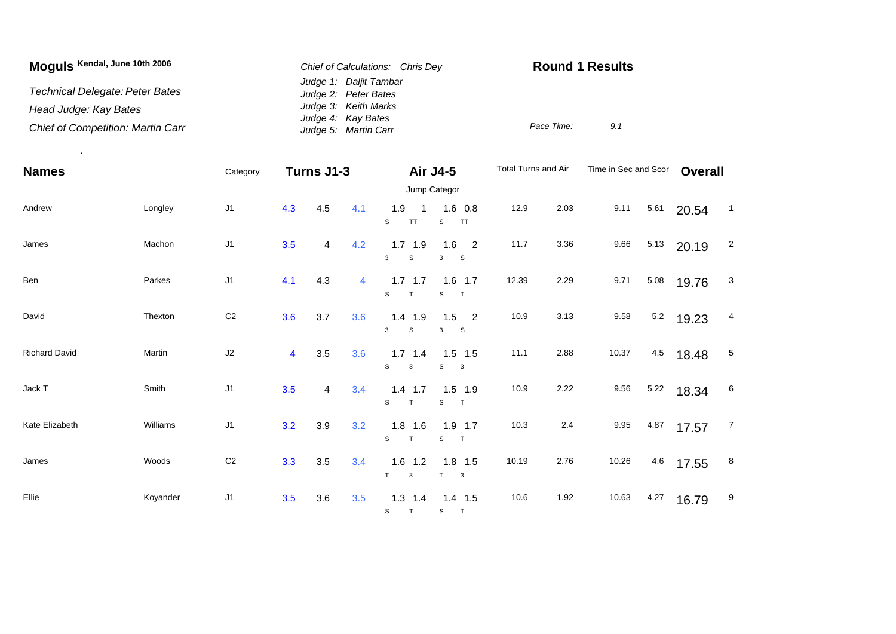**Moguls** Kendal, June 10th 2006

*Technical Delegate: Peter Bates*
*Head Judge: Kay Bates*
*Chief of Competition: Martin Carr*

*Chief of Calculations: Chris Dey*
*Judge 1: Daljit Tambar*
*Judge 2: Peter Bates*
*Judge 3: Keith Marks*
*Judge 4: Kay Bates*
*Judge 5: Martin Carr*

**Round 1 Results**

*Pace Time:* 9.1

| Names | | Category | Turns J1-3 | | | Air J4-5 | | | | Total Turns and Air | | Time in Sec and Scor | | Overall | |
|---|---|---|---|---|---|---|---|---|---|---|---|---|---|---|---|
| | | | | | | Jump Categor | | | | | | | | | |
| Andrew | Longley | J1 | 4.3 | 4.5 | 4.1 | 1.9 S | 1 TT | 1.6 S | 0.8 TT | 12.9 | 2.03 | 9.11 | 5.61 | 20.54 | 1 |
| James | Machon | J1 | 3.5 | 4 | 4.2 | 1.7 3 | 1.9 S | 1.6 3 | 2 S | 11.7 | 3.36 | 9.66 | 5.13 | 20.19 | 2 |
| Ben | Parkes | J1 | 4.1 | 4.3 | 4 | 1.7 S | 1.7 T | 1.6 S | 1.7 T | 12.39 | 2.29 | 9.71 | 5.08 | 19.76 | 3 |
| David | Thexton | C2 | 3.6 | 3.7 | 3.6 | 1.4 3 | 1.9 S | 1.5 3 | 2 S | 10.9 | 3.13 | 9.58 | 5.2 | 19.23 | 4 |
| Richard David | Martin | J2 | 4 | 3.5 | 3.6 | 1.7 S | 1.4 3 | 1.5 S | 1.5 3 | 11.1 | 2.88 | 10.37 | 4.5 | 18.48 | 5 |
| Jack T | Smith | J1 | 3.5 | 4 | 3.4 | 1.4 S | 1.7 T | 1.5 S | 1.9 T | 10.9 | 2.22 | 9.56 | 5.22 | 18.34 | 6 |
| Kate Elizabeth | Williams | J1 | 3.2 | 3.9 | 3.2 | 1.8 S | 1.6 T | 1.9 S | 1.7 T | 10.3 | 2.4 | 9.95 | 4.87 | 17.57 | 7 |
| James | Woods | C2 | 3.3 | 3.5 | 3.4 | 1.6 T | 1.2 3 | 1.8 T | 1.5 3 | 10.19 | 2.76 | 10.26 | 4.6 | 17.55 | 8 |
| Ellie | Koyander | J1 | 3.5 | 3.6 | 3.5 | 1.3 S | 1.4 T | 1.4 S | 1.5 T | 10.6 | 1.92 | 10.63 | 4.27 | 16.79 | 9 |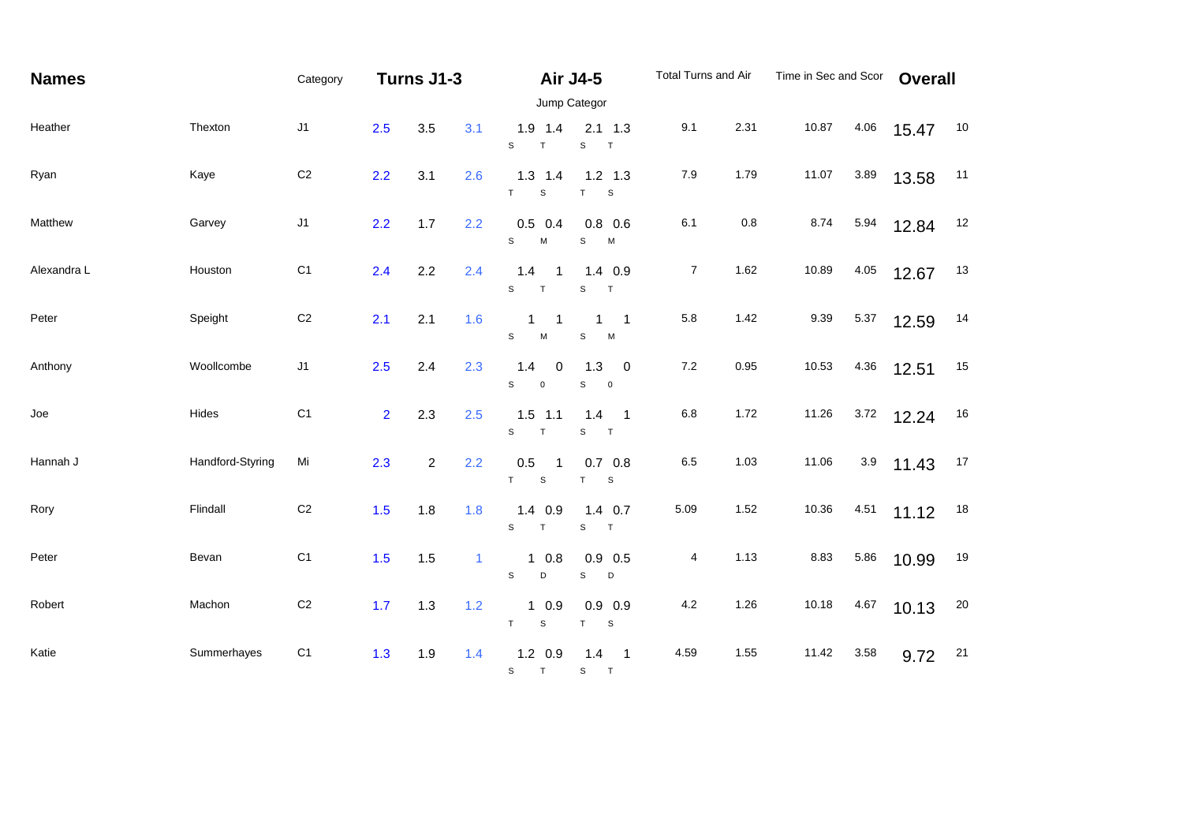| Names | | Category | Turns J1-3 | | | Air J4-5 | | | | Total Turns and Air | | Time in Sec and Scor | | Overall | |
|---|---|---|---|---|---|---|---|---|---|---|---|---|---|---|---|
| | | | | | | Jump Categor | | | | | | | | | |
| Heather | Thexton | J1 | 2.5 | 3.5 | 3.1 | 1.9 S | 1.4 T | 2.1 S | 1.3 T | 9.1 | 2.31 | 10.87 | 4.06 | 15.47 | 10 |
| Ryan | Kaye | C2 | 2.2 | 3.1 | 2.6 | 1.3 T | 1.4 S | 1.2 T | 1.3 S | 7.9 | 1.79 | 11.07 | 3.89 | 13.58 | 11 |
| Matthew | Garvey | J1 | 2.2 | 1.7 | 2.2 | 0.5 S | 0.4 M | 0.8 S | 0.6 M | 6.1 | 0.8 | 8.74 | 5.94 | 12.84 | 12 |
| Alexandra L | Houston | C1 | 2.4 | 2.2 | 2.4 | 1.4 S | 1 T | 1.4 S | 0.9 T | 7 | 1.62 | 10.89 | 4.05 | 12.67 | 13 |
| Peter | Speight | C2 | 2.1 | 2.1 | 1.6 | 1 S | 1 M | 1 S | 1 M | 5.8 | 1.42 | 9.39 | 5.37 | 12.59 | 14 |
| Anthony | Woollcombe | J1 | 2.5 | 2.4 | 2.3 | 1.4 S | 0 0 | 1.3 S | 0 0 | 7.2 | 0.95 | 10.53 | 4.36 | 12.51 | 15 |
| Joe | Hides | C1 | 2 | 2.3 | 2.5 | 1.5 S | 1.1 T | 1.4 S | 1 T | 6.8 | 1.72 | 11.26 | 3.72 | 12.24 | 16 |
| Hannah J | Handford-Styring | Mi | 2.3 | 2 | 2.2 | 0.5 T | 1 S | 0.7 T | 0.8 S | 6.5 | 1.03 | 11.06 | 3.9 | 11.43 | 17 |
| Rory | Flindall | C2 | 1.5 | 1.8 | 1.8 | 1.4 S | 0.9 T | 1.4 S | 0.7 T | 5.09 | 1.52 | 10.36 | 4.51 | 11.12 | 18 |
| Peter | Bevan | C1 | 1.5 | 1.5 | 1 | 1 S | 0.8 D | 0.9 S | 0.5 D | 4 | 1.13 | 8.83 | 5.86 | 10.99 | 19 |
| Robert | Machon | C2 | 1.7 | 1.3 | 1.2 | 1 T | 0.9 S | 0.9 T | 0.9 S | 4.2 | 1.26 | 10.18 | 4.67 | 10.13 | 20 |
| Katie | Summerhayes | C1 | 1.3 | 1.9 | 1.4 | 1.2 S | 0.9 T | 1.4 S | 1 T | 4.59 | 1.55 | 11.42 | 3.58 | 9.72 | 21 |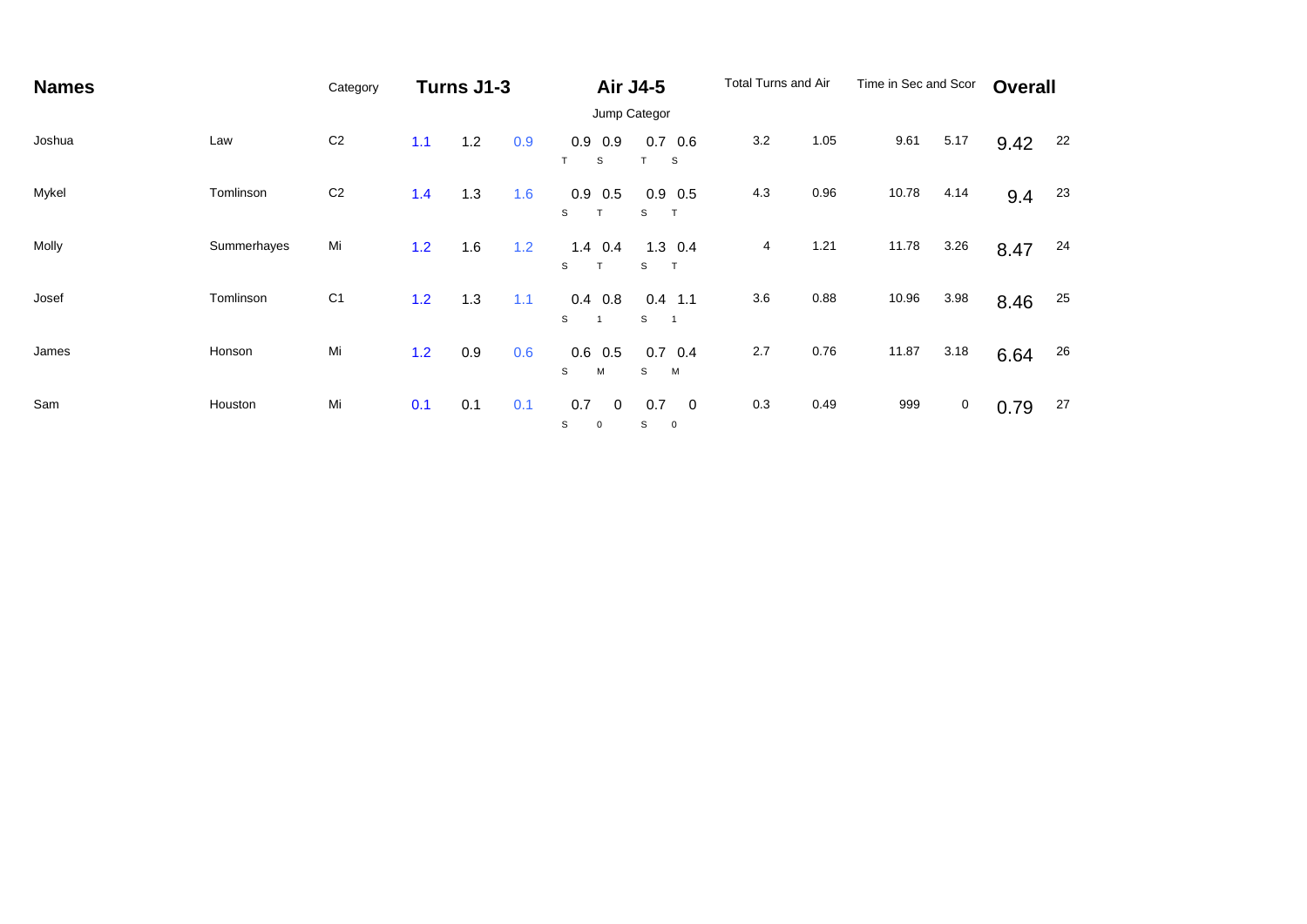| Names | | Category | Turns J1-3 | | | Air J4-5 | | | | Total Turns and Air | | Time in Sec and Scor | | Overall | |
|---|---|---|---|---|---|---|---|---|---|---|---|---|---|---|---|
| | | | | | | Jump Categor | | | | | | | | | |
| Joshua | Law | C2 | 1.1 | 1.2 | 0.9 | 0.9<br>T | 0.9<br>S | 0.7<br>T | 0.6<br>S | 3.2 | 1.05 | 9.61 | 5.17 | 9.42 | 22 |
| Mykel | Tomlinson | C2 | 1.4 | 1.3 | 1.6 | 0.9<br>S | 0.5<br>T | 0.9<br>S | 0.5<br>T | 4.3 | 0.96 | 10.78 | 4.14 | 9.4 | 23 |
| Molly | Summerhayes | Mi | 1.2 | 1.6 | 1.2 | 1.4<br>S | 0.4<br>T | 1.3<br>S | 0.4<br>T | 4 | 1.21 | 11.78 | 3.26 | 8.47 | 24 |
| Josef | Tomlinson | C1 | 1.2 | 1.3 | 1.1 | 0.4<br>S | 0.8<br>1 | 0.4<br>S | 1.1<br>1 | 3.6 | 0.88 | 10.96 | 3.98 | 8.46 | 25 |
| James | Honson | Mi | 1.2 | 0.9 | 0.6 | 0.6<br>S | 0.5<br>M | 0.7<br>S | 0.4<br>M | 2.7 | 0.76 | 11.87 | 3.18 | 6.64 | 26 |
| Sam | Houston | Mi | 0.1 | 0.1 | 0.1 | 0.7<br>S | 0<br>0 | 0.7<br>S | 0<br>0 | 0.3 | 0.49 | 999 | 0 | 0.79 | 27 |